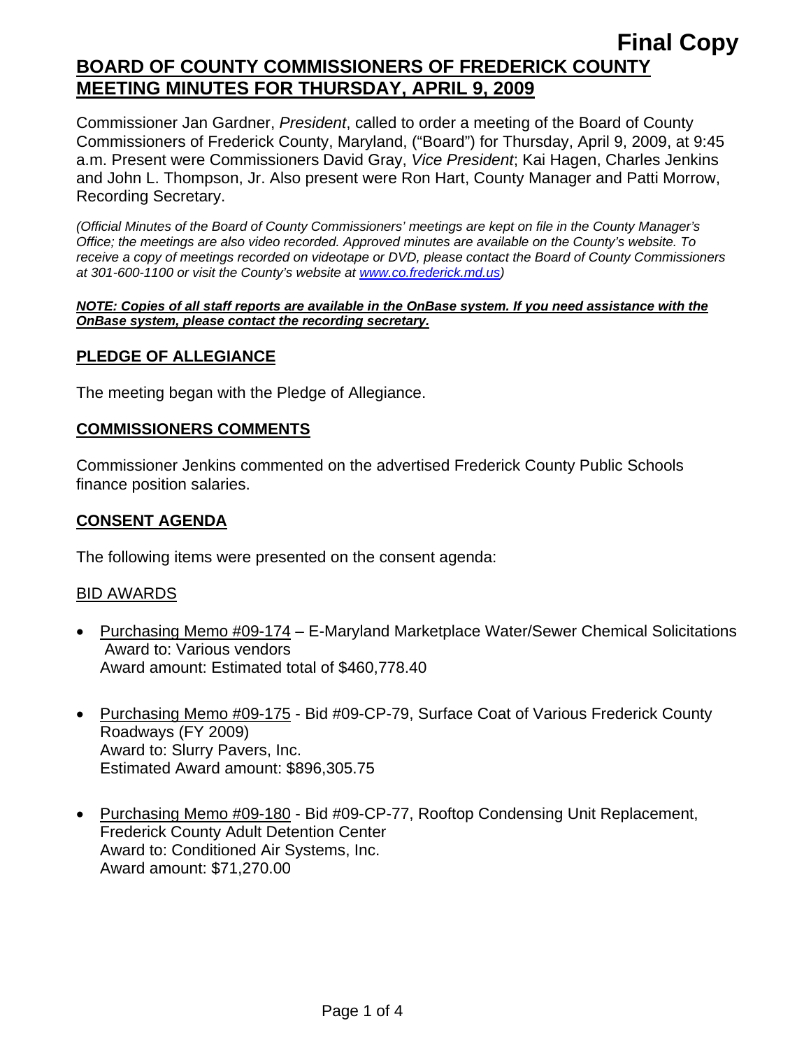**Final Copy**

# BOARD OF COUNTY COMMISSIONERS OF FREDERICK COUNTY MEETING MINUTES FOR THURSDAY, APRIL 9, 2009

Commissioner Jan Gardner, *President*, called to order a meeting of the Board of County Commissioners of Frederick County, Maryland, ("Board") for Thursday, April 9, 2009, at 9:45 a.m. Present were Commissioners David Gray, *Vice President*; Kai Hagen, Charles Jenkins and John L. Thompson, Jr. Also present were Ron Hart, County Manager and Patti Morrow, Recording Secretary.

*(Official Minutes of the Board of County Commissioners' meetings are kept on file in the County Manager's Office; the meetings are also video recorded. Approved minutes are available on the County's website. To receive a copy of meetings recorded on videotape or DVD, please contact the Board of County Commissioners at 301-600-1100 or visit the County's website at www.co.frederick.md.us)*

***NOTE: Copies of all staff reports are available in the OnBase system. If you need assistance with the OnBase system, please contact the recording secretary.***

## PLEDGE OF ALLEGIANCE

The meeting began with the Pledge of Allegiance.

## COMMISSIONERS COMMENTS

Commissioner Jenkins commented on the advertised Frederick County Public Schools finance position salaries.

## CONSENT AGENDA

The following items were presented on the consent agenda:

### BID AWARDS

- Purchasing Memo #09-174 – E-Maryland Marketplace Water/Sewer Chemical Solicitations
  Award to: Various vendors
  Award amount: Estimated total of $460,778.40

- Purchasing Memo #09-175 - Bid #09-CP-79, Surface Coat of Various Frederick County Roadways (FY 2009)
  Award to: Slurry Pavers, Inc.
  Estimated Award amount: $896,305.75

- Purchasing Memo #09-180 - Bid #09-CP-77, Rooftop Condensing Unit Replacement, Frederick County Adult Detention Center
  Award to: Conditioned Air Systems, Inc.
  Award amount: $71,270.00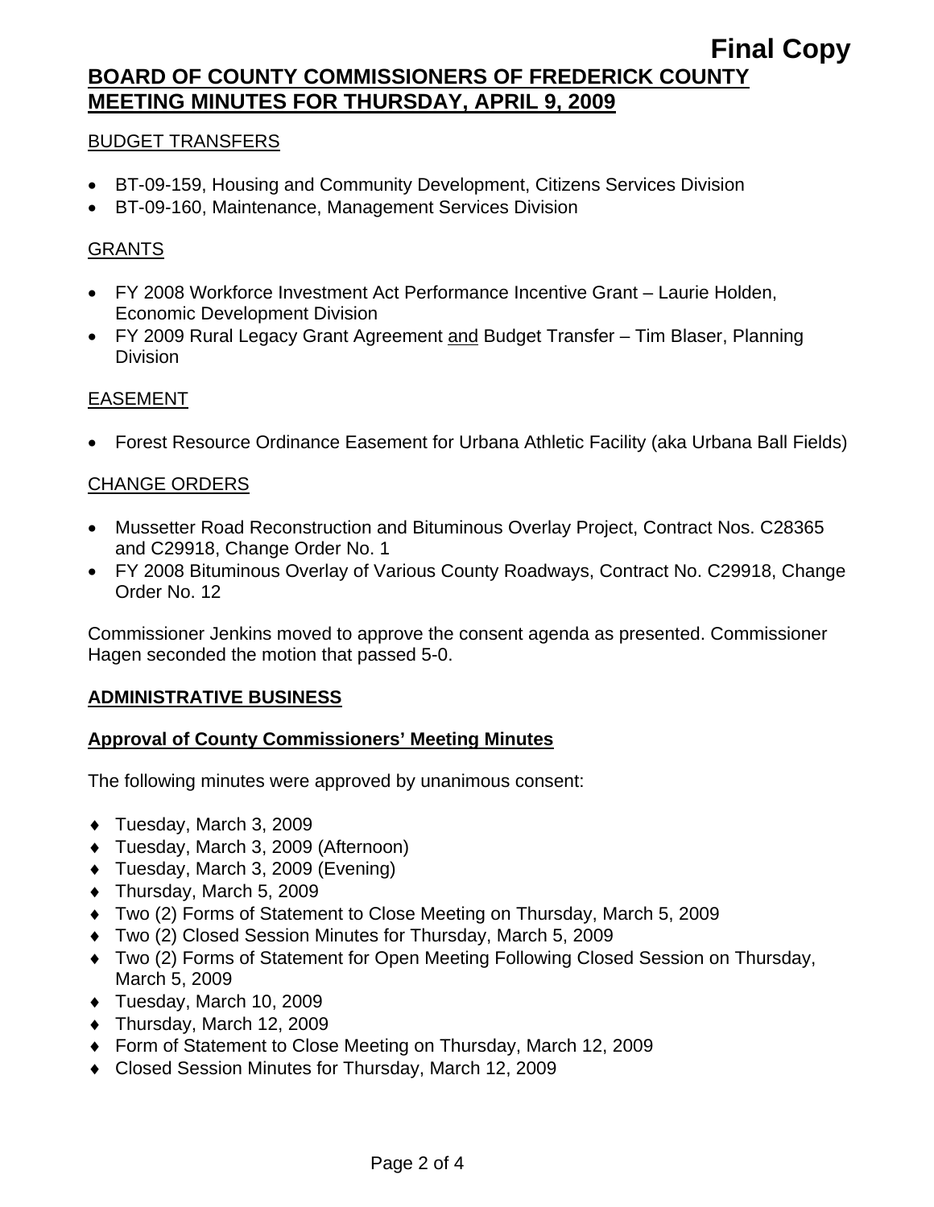BUDGET TRANSFERS

- BT-09-159, Housing and Community Development, Citizens Services Division
- BT-09-160, Maintenance, Management Services Division

GRANTS

- FY 2008 Workforce Investment Act Performance Incentive Grant – Laurie Holden, Economic Development Division
- FY 2009 Rural Legacy Grant Agreement and Budget Transfer – Tim Blaser, Planning Division

EASEMENT

- Forest Resource Ordinance Easement for Urbana Athletic Facility (aka Urbana Ball Fields)

CHANGE ORDERS

- Mussetter Road Reconstruction and Bituminous Overlay Project, Contract Nos. C28365 and C29918, Change Order No. 1
- FY 2008 Bituminous Overlay of Various County Roadways, Contract No. C29918, Change Order No. 12

Commissioner Jenkins moved to approve the consent agenda as presented. Commissioner Hagen seconded the motion that passed 5-0.

## ADMINISTRATIVE BUSINESS

### Approval of County Commissioners' Meeting Minutes

The following minutes were approved by unanimous consent:

- Tuesday, March 3, 2009
- Tuesday, March 3, 2009 (Afternoon)
- Tuesday, March 3, 2009 (Evening)
- Thursday, March 5, 2009
- Two (2) Forms of Statement to Close Meeting on Thursday, March 5, 2009
- Two (2) Closed Session Minutes for Thursday, March 5, 2009
- Two (2) Forms of Statement for Open Meeting Following Closed Session on Thursday, March 5, 2009
- Tuesday, March 10, 2009
- Thursday, March 12, 2009
- Form of Statement to Close Meeting on Thursday, March 12, 2009
- Closed Session Minutes for Thursday, March 12, 2009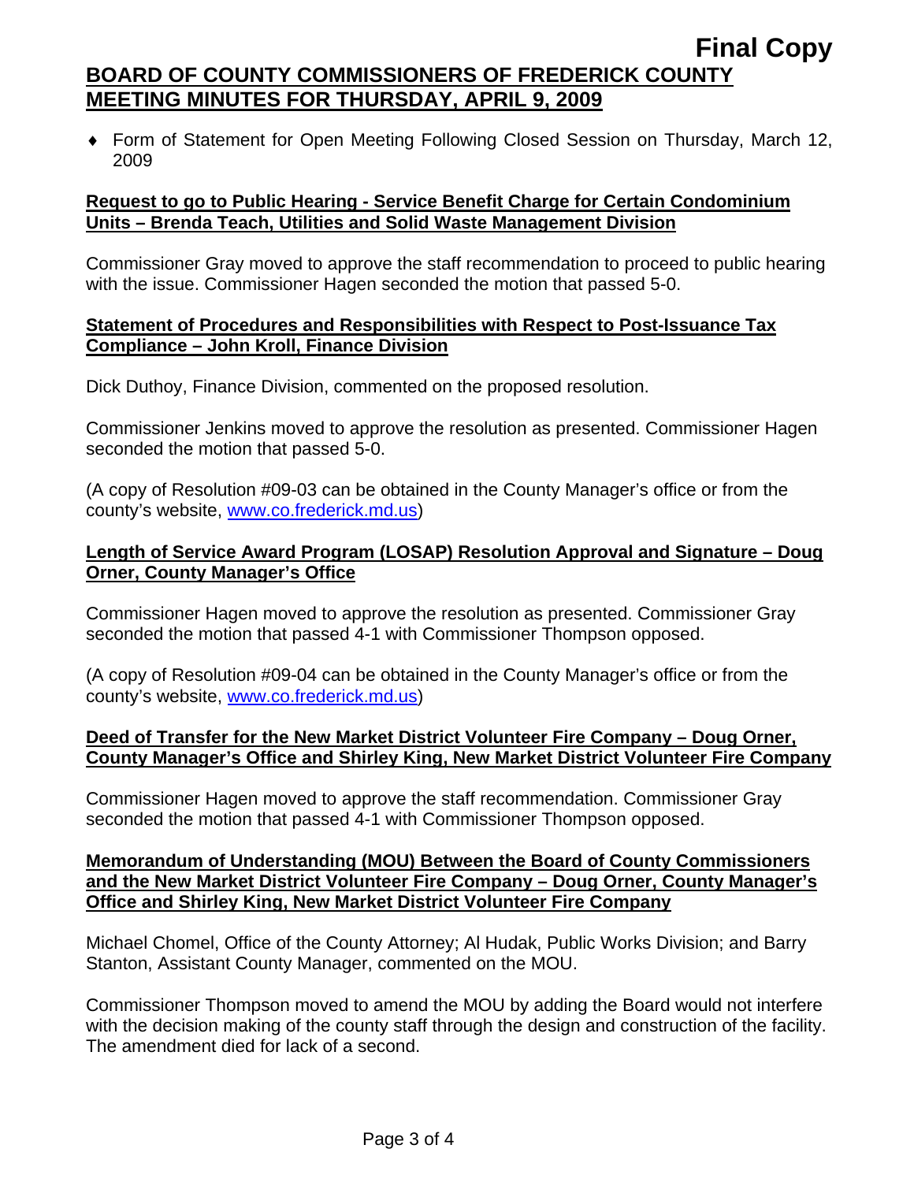- Form of Statement for Open Meeting Following Closed Session on Thursday, March 12, 2009

**Request to go to Public Hearing - Service Benefit Charge for Certain Condominium Units – Brenda Teach, Utilities and Solid Waste Management Division**

Commissioner Gray moved to approve the staff recommendation to proceed to public hearing with the issue. Commissioner Hagen seconded the motion that passed 5-0.

**Statement of Procedures and Responsibilities with Respect to Post-Issuance Tax Compliance – John Kroll, Finance Division**

Dick Duthoy, Finance Division, commented on the proposed resolution.

Commissioner Jenkins moved to approve the resolution as presented. Commissioner Hagen seconded the motion that passed 5-0.

(A copy of Resolution #09-03 can be obtained in the County Manager's office or from the county's website, www.co.frederick.md.us)

**Length of Service Award Program (LOSAP) Resolution Approval and Signature – Doug Orner, County Manager's Office**

Commissioner Hagen moved to approve the resolution as presented. Commissioner Gray seconded the motion that passed 4-1 with Commissioner Thompson opposed.

(A copy of Resolution #09-04 can be obtained in the County Manager's office or from the county's website, www.co.frederick.md.us)

**Deed of Transfer for the New Market District Volunteer Fire Company – Doug Orner, County Manager's Office and Shirley King, New Market District Volunteer Fire Company**

Commissioner Hagen moved to approve the staff recommendation. Commissioner Gray seconded the motion that passed 4-1 with Commissioner Thompson opposed.

**Memorandum of Understanding (MOU) Between the Board of County Commissioners and the New Market District Volunteer Fire Company – Doug Orner, County Manager's Office and Shirley King, New Market District Volunteer Fire Company**

Michael Chomel, Office of the County Attorney; Al Hudak, Public Works Division; and Barry Stanton, Assistant County Manager, commented on the MOU.

Commissioner Thompson moved to amend the MOU by adding the Board would not interfere with the decision making of the county staff through the design and construction of the facility. The amendment died for lack of a second.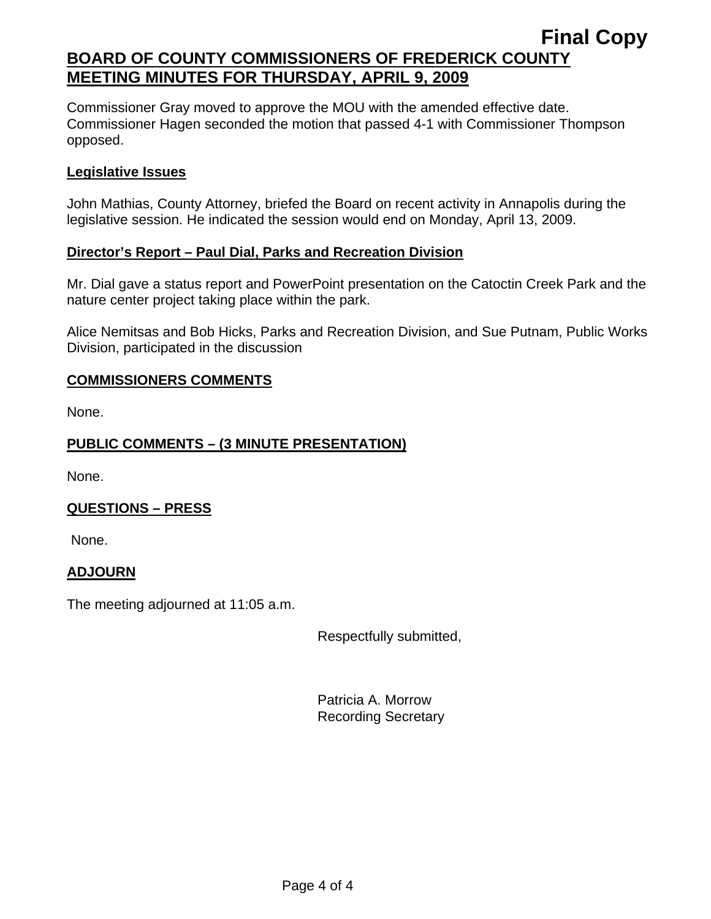**Final Copy**

# BOARD OF COUNTY COMMISSIONERS OF FREDERICK COUNTY MEETING MINUTES FOR THURSDAY, APRIL 9, 2009

Commissioner Gray moved to approve the MOU with the amended effective date. Commissioner Hagen seconded the motion that passed 4-1 with Commissioner Thompson opposed.

## Legislative Issues

John Mathias, County Attorney, briefed the Board on recent activity in Annapolis during the legislative session. He indicated the session would end on Monday, April 13, 2009.

## Director's Report – Paul Dial, Parks and Recreation Division

Mr. Dial gave a status report and PowerPoint presentation on the Catoctin Creek Park and the nature center project taking place within the park.

Alice Nemitsas and Bob Hicks, Parks and Recreation Division, and Sue Putnam, Public Works Division, participated in the discussion

## COMMISSIONERS COMMENTS

None.

## PUBLIC COMMENTS – (3 MINUTE PRESENTATION)

None.

## QUESTIONS – PRESS

None.

## ADJOURN

The meeting adjourned at 11:05 a.m.

Respectfully submitted,

Patricia A. Morrow
Recording Secretary